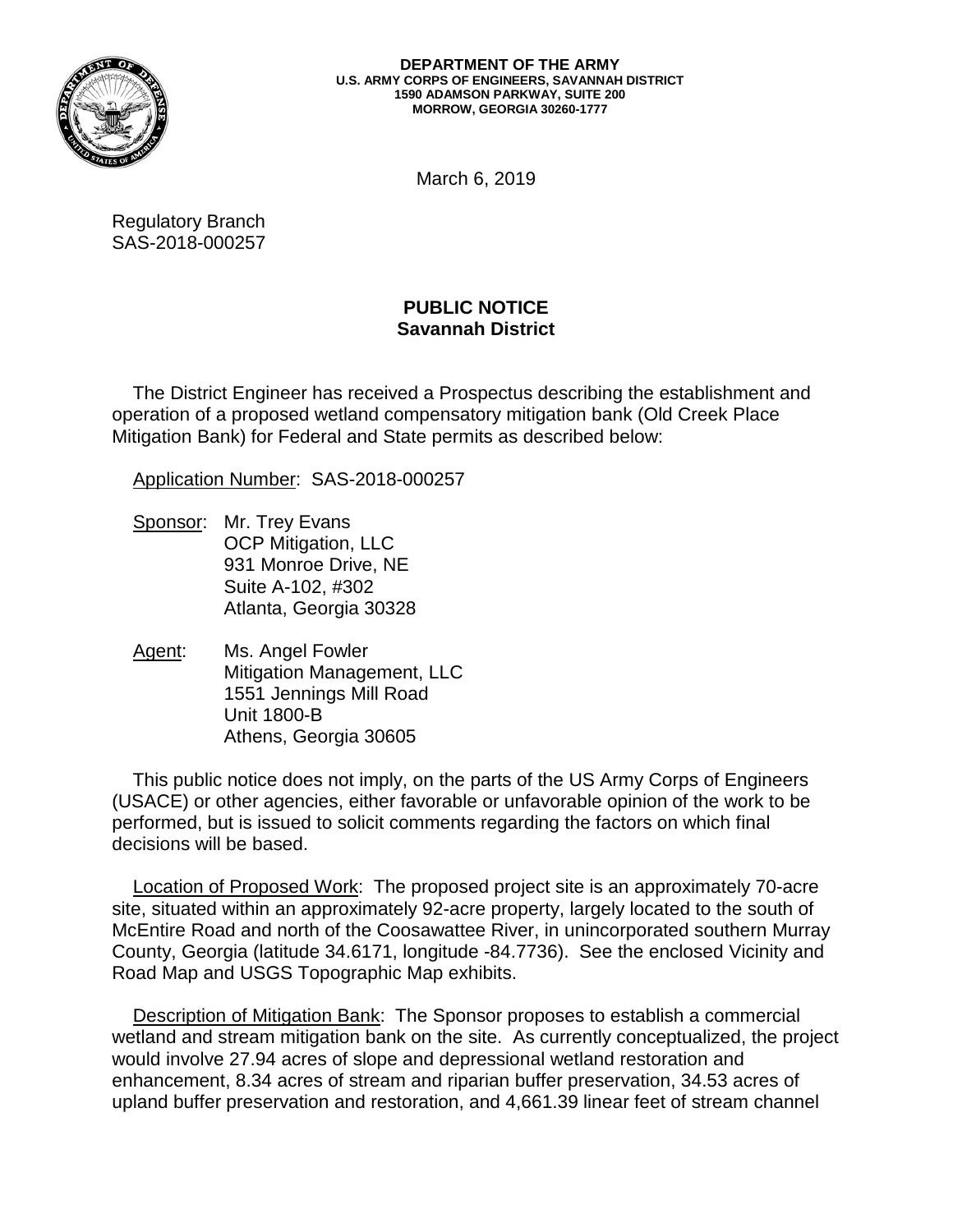**DEPARTMENT OF THE ARMY**
**U.S. ARMY CORPS OF ENGINEERS, SAVANNAH DISTRICT**
**1590 ADAMSON PARKWAY, SUITE 200**
**MORROW, GEORGIA 30260-1777**

March 6, 2019

Regulatory Branch
SAS-2018-000257

## PUBLIC NOTICE
## Savannah District

The District Engineer has received a Prospectus describing the establishment and operation of a proposed wetland compensatory mitigation bank (Old Creek Place Mitigation Bank) for Federal and State permits as described below:

Application Number: SAS-2018-000257

Sponsor: Mr. Trey Evans
OCP Mitigation, LLC
931 Monroe Drive, NE
Suite A-102, #302
Atlanta, Georgia 30328

Agent: Ms. Angel Fowler
Mitigation Management, LLC
1551 Jennings Mill Road
Unit 1800-B
Athens, Georgia 30605

This public notice does not imply, on the parts of the US Army Corps of Engineers (USACE) or other agencies, either favorable or unfavorable opinion of the work to be performed, but is issued to solicit comments regarding the factors on which final decisions will be based.

Location of Proposed Work: The proposed project site is an approximately 70-acre site, situated within an approximately 92-acre property, largely located to the south of McEntire Road and north of the Coosawattee River, in unincorporated southern Murray County, Georgia (latitude 34.6171, longitude -84.7736). See the enclosed Vicinity and Road Map and USGS Topographic Map exhibits.

Description of Mitigation Bank: The Sponsor proposes to establish a commercial wetland and stream mitigation bank on the site. As currently conceptualized, the project would involve 27.94 acres of slope and depressional wetland restoration and enhancement, 8.34 acres of stream and riparian buffer preservation, 34.53 acres of upland buffer preservation and restoration, and 4,661.39 linear feet of stream channel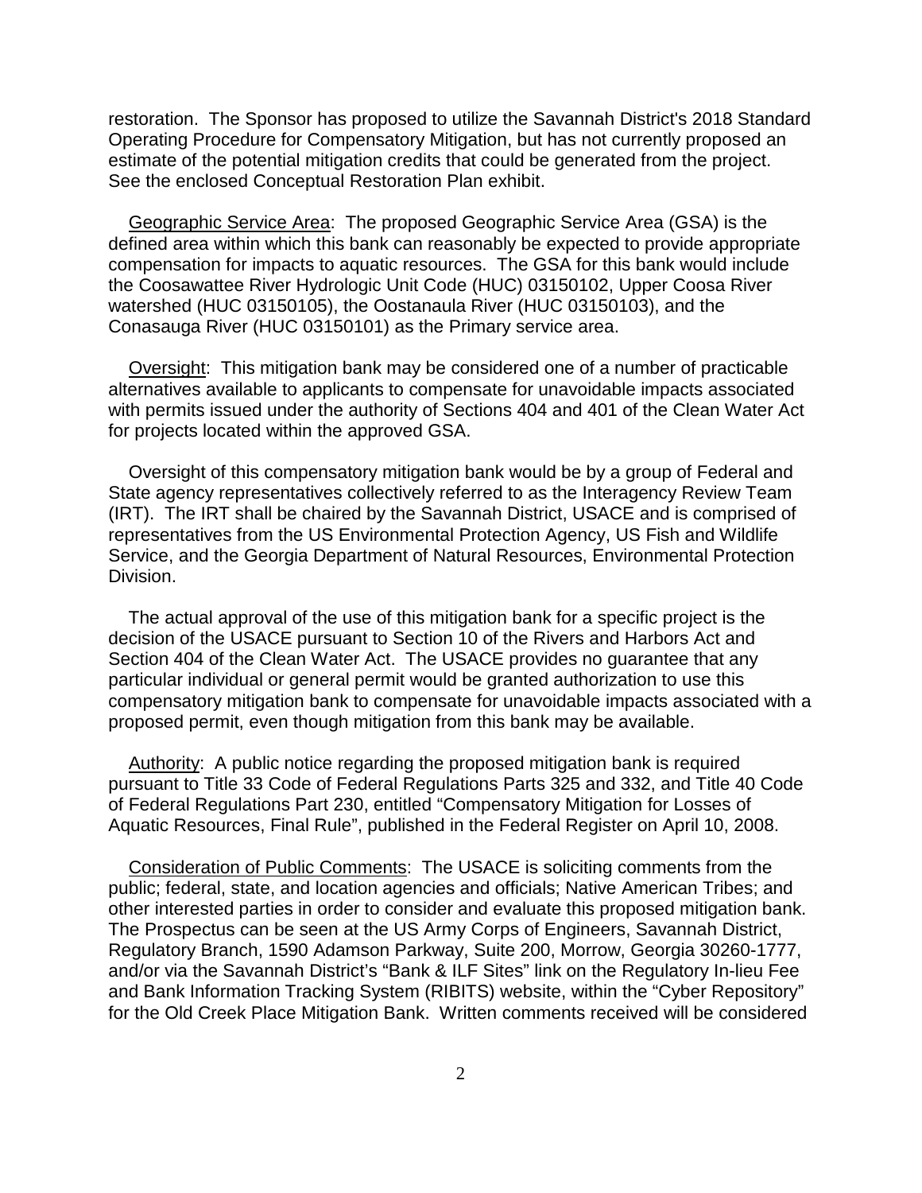restoration. The Sponsor has proposed to utilize the Savannah District's 2018 Standard Operating Procedure for Compensatory Mitigation, but has not currently proposed an estimate of the potential mitigation credits that could be generated from the project. See the enclosed Conceptual Restoration Plan exhibit.

<u>Geographic Service Area</u>: The proposed Geographic Service Area (GSA) is the defined area within which this bank can reasonably be expected to provide appropriate compensation for impacts to aquatic resources. The GSA for this bank would include the Coosawattee River Hydrologic Unit Code (HUC) 03150102, Upper Coosa River watershed (HUC 03150105), the Oostanaula River (HUC 03150103), and the Conasauga River (HUC 03150101) as the Primary service area.

<u>Oversight</u>: This mitigation bank may be considered one of a number of practicable alternatives available to applicants to compensate for unavoidable impacts associated with permits issued under the authority of Sections 404 and 401 of the Clean Water Act for projects located within the approved GSA.

Oversight of this compensatory mitigation bank would be by a group of Federal and State agency representatives collectively referred to as the Interagency Review Team (IRT). The IRT shall be chaired by the Savannah District, USACE and is comprised of representatives from the US Environmental Protection Agency, US Fish and Wildlife Service, and the Georgia Department of Natural Resources, Environmental Protection Division.

The actual approval of the use of this mitigation bank for a specific project is the decision of the USACE pursuant to Section 10 of the Rivers and Harbors Act and Section 404 of the Clean Water Act. The USACE provides no guarantee that any particular individual or general permit would be granted authorization to use this compensatory mitigation bank to compensate for unavoidable impacts associated with a proposed permit, even though mitigation from this bank may be available.

<u>Authority</u>: A public notice regarding the proposed mitigation bank is required pursuant to Title 33 Code of Federal Regulations Parts 325 and 332, and Title 40 Code of Federal Regulations Part 230, entitled "Compensatory Mitigation for Losses of Aquatic Resources, Final Rule", published in the Federal Register on April 10, 2008.

<u>Consideration of Public Comments</u>: The USACE is soliciting comments from the public; federal, state, and location agencies and officials; Native American Tribes; and other interested parties in order to consider and evaluate this proposed mitigation bank. The Prospectus can be seen at the US Army Corps of Engineers, Savannah District, Regulatory Branch, 1590 Adamson Parkway, Suite 200, Morrow, Georgia 30260-1777, and/or via the Savannah District's "Bank & ILF Sites" link on the Regulatory In-lieu Fee and Bank Information Tracking System (RIBITS) website, within the "Cyber Repository" for the Old Creek Place Mitigation Bank. Written comments received will be considered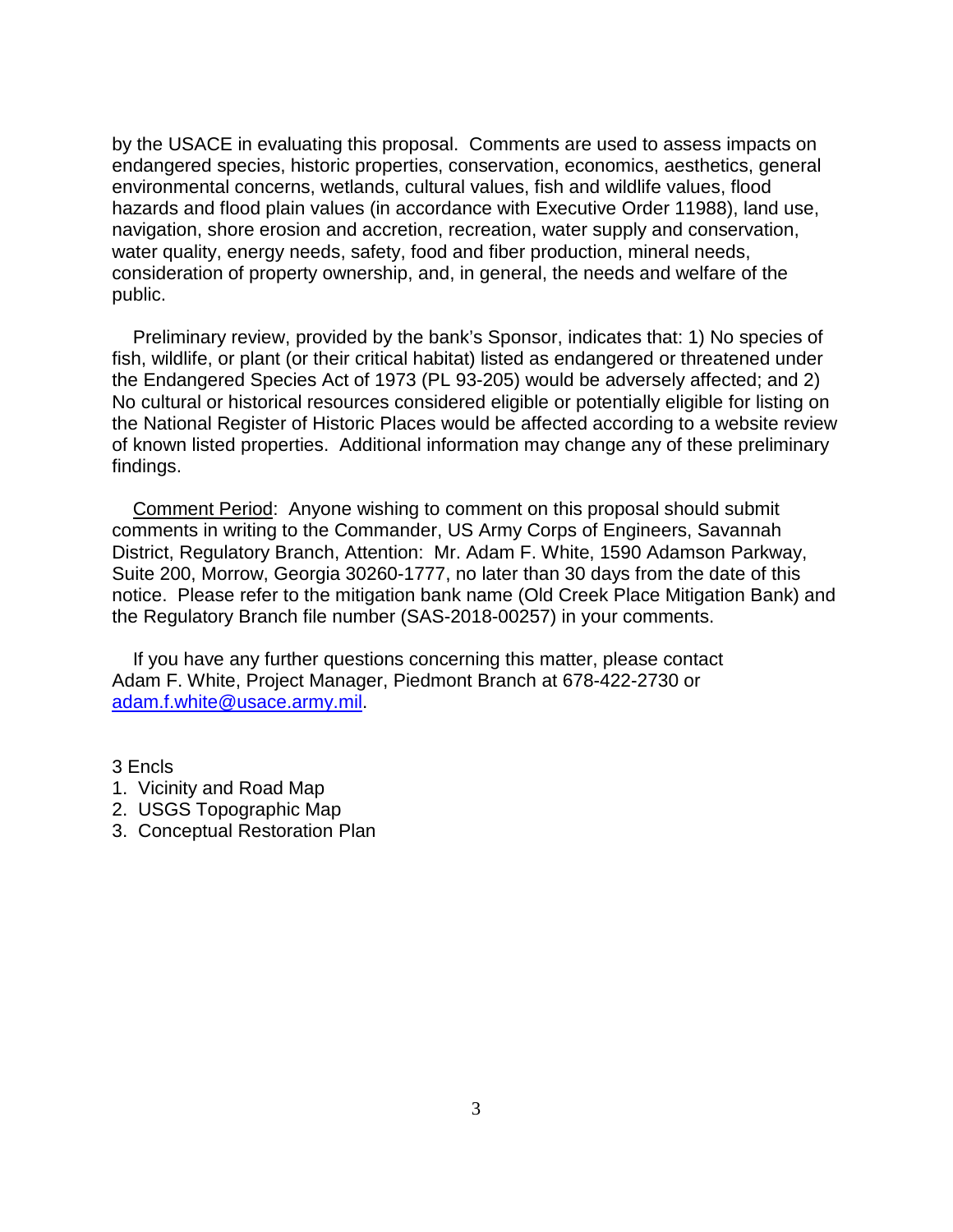by the USACE in evaluating this proposal. Comments are used to assess impacts on endangered species, historic properties, conservation, economics, aesthetics, general environmental concerns, wetlands, cultural values, fish and wildlife values, flood hazards and flood plain values (in accordance with Executive Order 11988), land use, navigation, shore erosion and accretion, recreation, water supply and conservation, water quality, energy needs, safety, food and fiber production, mineral needs, consideration of property ownership, and, in general, the needs and welfare of the public.

Preliminary review, provided by the bank's Sponsor, indicates that: 1) No species of fish, wildlife, or plant (or their critical habitat) listed as endangered or threatened under the Endangered Species Act of 1973 (PL 93-205) would be adversely affected; and 2) No cultural or historical resources considered eligible or potentially eligible for listing on the National Register of Historic Places would be affected according to a website review of known listed properties. Additional information may change any of these preliminary findings.

Comment Period: Anyone wishing to comment on this proposal should submit comments in writing to the Commander, US Army Corps of Engineers, Savannah District, Regulatory Branch, Attention: Mr. Adam F. White, 1590 Adamson Parkway, Suite 200, Morrow, Georgia 30260-1777, no later than 30 days from the date of this notice. Please refer to the mitigation bank name (Old Creek Place Mitigation Bank) and the Regulatory Branch file number (SAS-2018-00257) in your comments.

If you have any further questions concerning this matter, please contact Adam F. White, Project Manager, Piedmont Branch at 678-422-2730 or [adam.f.white@usace.army.mil](mailto:adam.f.white@usace.army.mil).

3 Encls

1. Vicinity and Road Map
2. USGS Topographic Map
3. Conceptual Restoration Plan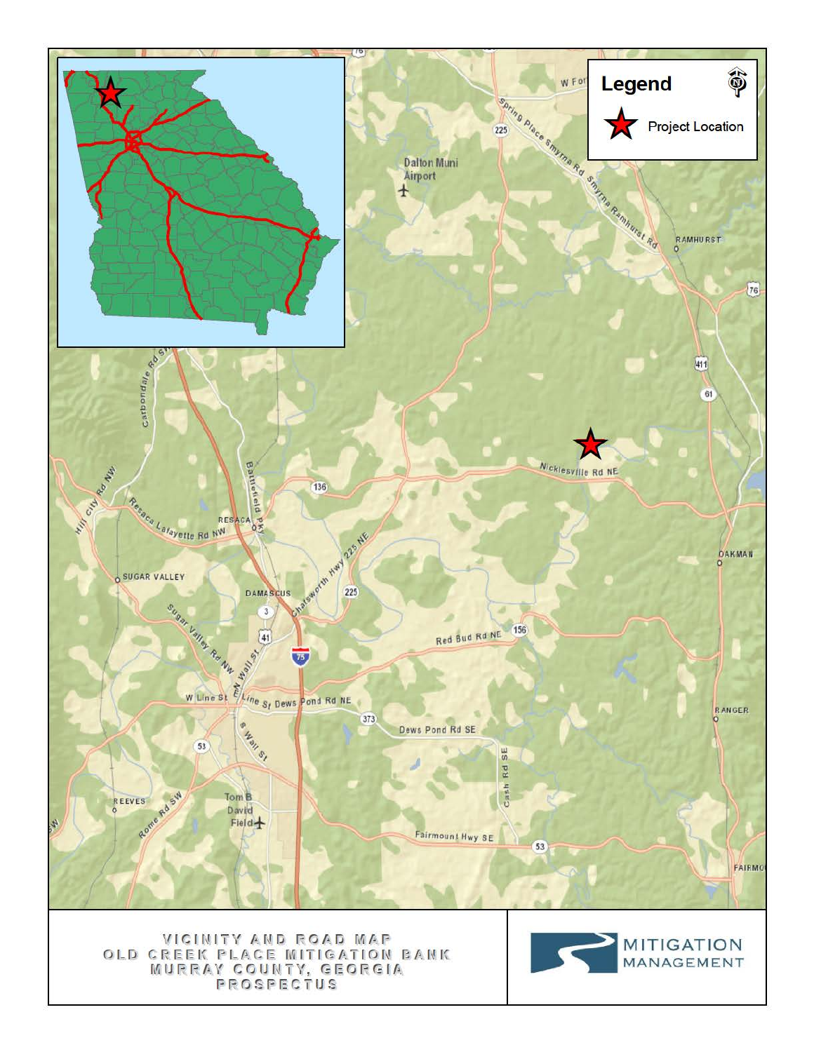**Legend**

Project Location

VICINITY AND ROAD MAP
OLD CREEK PLACE MITIGATION BANK
MURRAY COUNTY, GEORGIA
PROSPECTUS

MITIGATION MANAGEMENT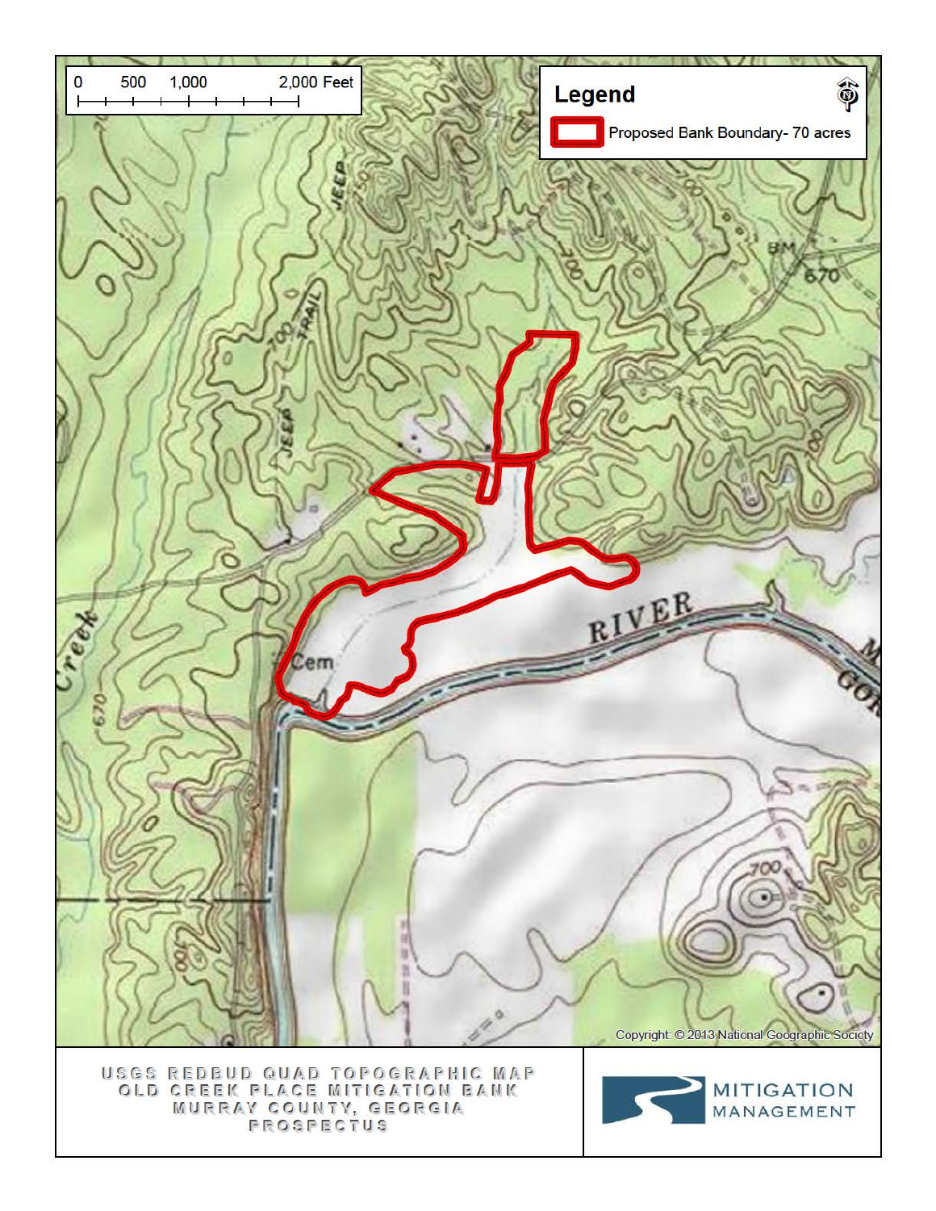0 500 1,000 2,000 Feet

**Legend**

Proposed Bank Boundary- 70 acres

Copyright: © 2013 National Geographic Society

USGS REDBUD QUAD TOPOGRAPHIC MAP
OLD CREEK PLACE MITIGATION BANK
MURRAY COUNTY, GEORGIA
PROSPECTUS

MITIGATION MANAGEMENT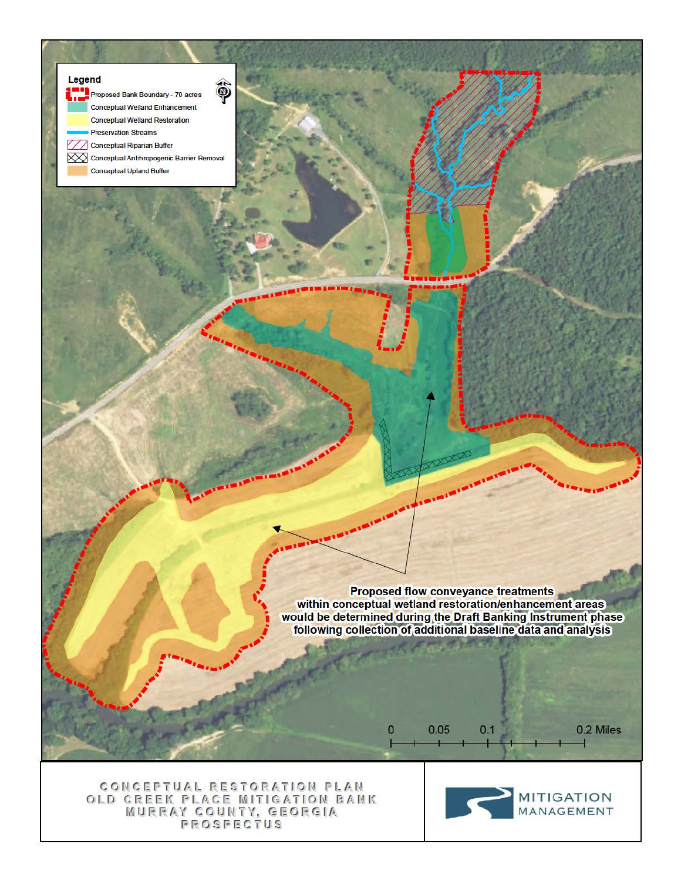Legend

Proposed Bank Boundary - 70 acres

Conceptual Wetland Enhancement

Conceptual Wetland Restoration

Preservation Streams

Conceptual Riparian Buffer

Conceptual Anthropogenic Barrier Removal

Conceptual Upland Buffer

N

**Proposed flow conveyance treatments within conceptual wetland restoration/enhancement areas would be determined during the Draft Banking Instrument phase following collection of additional baseline data and analysis**

0 0.05 0.1 0.2 Miles

CONCEPTUAL RESTORATION PLAN
OLD CREEK PLACE MITIGATION BANK
MURRAY COUNTY, GEORGIA
PROSPECTUS

MITIGATION MANAGEMENT